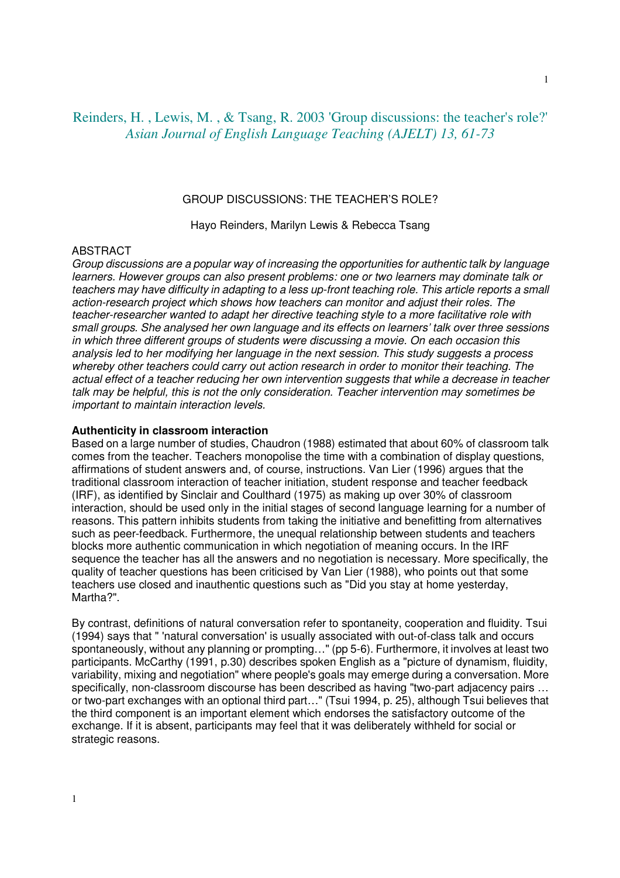Reinders, H. , Lewis, M. , & Tsang, R. 2003 'Group discussions: the teacher's role?'
*Asian Journal of English Language Teaching (AJELT) 13, 61-73*

# GROUP DISCUSSIONS: THE TEACHER'S ROLE?

Hayo Reinders, Marilyn Lewis & Rebecca Tsang

## ABSTRACT

*Group discussions are a popular way of increasing the opportunities for authentic talk by language learners. However groups can also present problems: one or two learners may dominate talk or teachers may have difficulty in adapting to a less up-front teaching role. This article reports a small action-research project which shows how teachers can monitor and adjust their roles. The teacher-researcher wanted to adapt her directive teaching style to a more facilitative role with small groups. She analysed her own language and its effects on learners' talk over three sessions in which three different groups of students were discussing a movie. On each occasion this analysis led to her modifying her language in the next session. This study suggests a process whereby other teachers could carry out action research in order to monitor their teaching. The actual effect of a teacher reducing her own intervention suggests that while a decrease in teacher talk may be helpful, this is not the only consideration. Teacher intervention may sometimes be important to maintain interaction levels.*

## Authenticity in classroom interaction

Based on a large number of studies, Chaudron (1988) estimated that about 60% of classroom talk comes from the teacher. Teachers monopolise the time with a combination of display questions, affirmations of student answers and, of course, instructions. Van Lier (1996) argues that the traditional classroom interaction of teacher initiation, student response and teacher feedback (IRF), as identified by Sinclair and Coulthard (1975) as making up over 30% of classroom interaction, should be used only in the initial stages of second language learning for a number of reasons. This pattern inhibits students from taking the initiative and benefitting from alternatives such as peer-feedback. Furthermore, the unequal relationship between students and teachers blocks more authentic communication in which negotiation of meaning occurs. In the IRF sequence the teacher has all the answers and no negotiation is necessary. More specifically, the quality of teacher questions has been criticised by Van Lier (1988), who points out that some teachers use closed and inauthentic questions such as "Did you stay at home yesterday, Martha?".

By contrast, definitions of natural conversation refer to spontaneity, cooperation and fluidity. Tsui (1994) says that " 'natural conversation' is usually associated with out-of-class talk and occurs spontaneously, without any planning or prompting…" (pp 5-6). Furthermore, it involves at least two participants. McCarthy (1991, p.30) describes spoken English as a "picture of dynamism, fluidity, variability, mixing and negotiation" where people's goals may emerge during a conversation. More specifically, non-classroom discourse has been described as having "two-part adjacency pairs … or two-part exchanges with an optional third part…" (Tsui 1994, p. 25), although Tsui believes that the third component is an important element which endorses the satisfactory outcome of the exchange. If it is absent, participants may feel that it was deliberately withheld for social or strategic reasons.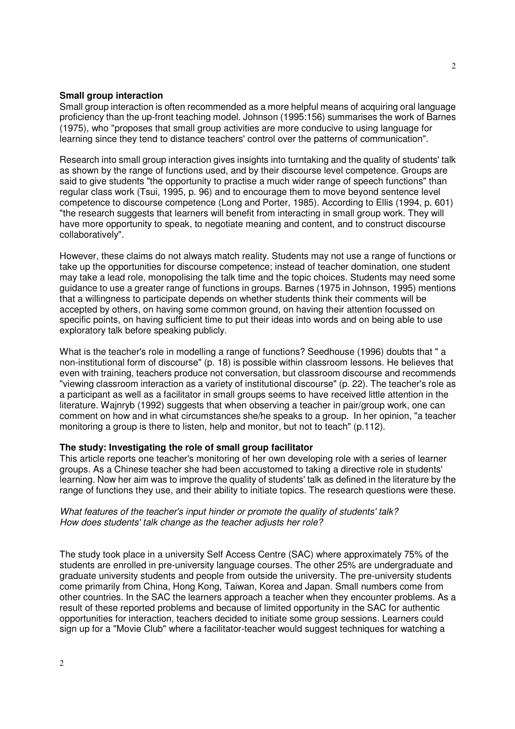**Small group interaction**

Small group interaction is often recommended as a more helpful means of acquiring oral language proficiency than the up-front teaching model. Johnson (1995:156) summarises the work of Barnes (1975), who "proposes that small group activities are more conducive to using language for learning since they tend to distance teachers' control over the patterns of communication".

Research into small group interaction gives insights into turntaking and the quality of students' talk as shown by the range of functions used, and by their discourse level competence. Groups are said to give students "the opportunity to practise a much wider range of speech functions" than regular class work (Tsui, 1995, p. 96) and to encourage them to move beyond sentence level competence to discourse competence (Long and Porter, 1985). According to Ellis (1994, p. 601) "the research suggests that learners will benefit from interacting in small group work. They will have more opportunity to speak, to negotiate meaning and content, and to construct discourse collaboratively".

However, these claims do not always match reality. Students may not use a range of functions or take up the opportunities for discourse competence; instead of teacher domination, one student may take a lead role, monopolising the talk time and the topic choices. Students may need some guidance to use a greater range of functions in groups. Barnes (1975 in Johnson, 1995) mentions that a willingness to participate depends on whether students think their comments will be accepted by others, on having some common ground, on having their attention focussed on specific points, on having sufficient time to put their ideas into words and on being able to use exploratory talk before speaking publicly.

What is the teacher's role in modelling a range of functions? Seedhouse (1996) doubts that " a non-institutional form of discourse" (p. 18) is possible within classroom lessons. He believes that even with training, teachers produce not conversation, but classroom discourse and recommends "viewing classroom interaction as a variety of institutional discourse" (p. 22). The teacher's role as a participant as well as a facilitator in small groups seems to have received little attention in the literature. Wajnryb (1992) suggests that when observing a teacher in pair/group work, one can comment on how and in what circumstances she/he speaks to a group. In her opinion, "a teacher monitoring a group is there to listen, help and monitor, but not to teach" (p.112).

**The study: Investigating the role of small group facilitator**

This article reports one teacher's monitoring of her own developing role with a series of learner groups. As a Chinese teacher she had been accustomed to taking a directive role in students' learning. Now her aim was to improve the quality of students' talk as defined in the literature by the range of functions they use, and their ability to initiate topics. The research questions were these.

*What features of the teacher's input hinder or promote the quality of students' talk?*
*How does students' talk change as the teacher adjusts her role?*

The study took place in a university Self Access Centre (SAC) where approximately 75% of the students are enrolled in pre-university language courses. The other 25% are undergraduate and graduate university students and people from outside the university. The pre-university students come primarily from China, Hong Kong, Taiwan, Korea and Japan. Small numbers come from other countries. In the SAC the learners approach a teacher when they encounter problems. As a result of these reported problems and because of limited opportunity in the SAC for authentic opportunities for interaction, teachers decided to initiate some group sessions. Learners could sign up for a "Movie Club" where a facilitator-teacher would suggest techniques for watching a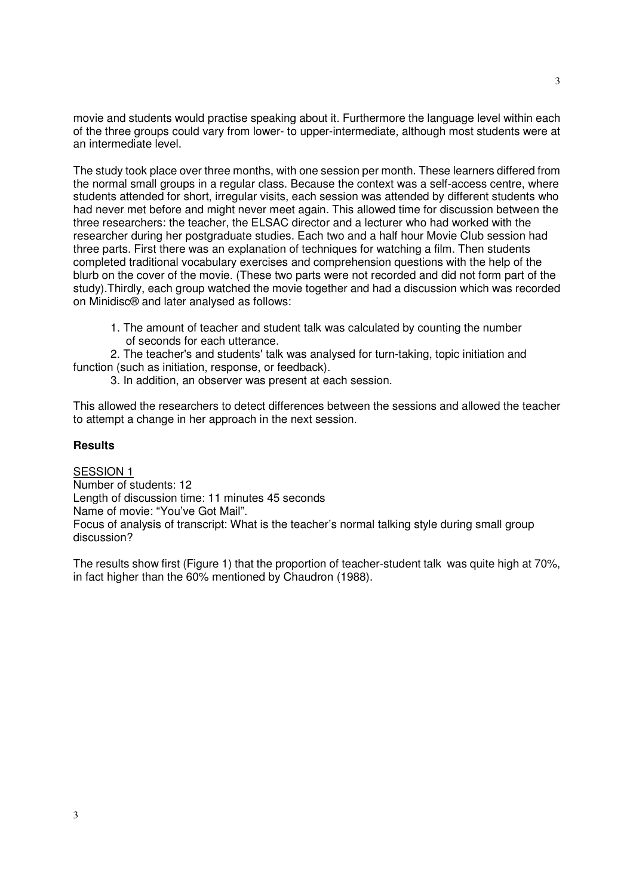movie and students would practise speaking about it. Furthermore the language level within each of the three groups could vary from lower- to upper-intermediate, although most students were at an intermediate level.

The study took place over three months, with one session per month. These learners differed from the normal small groups in a regular class. Because the context was a self-access centre, where students attended for short, irregular visits, each session was attended by different students who had never met before and might never meet again. This allowed time for discussion between the three researchers: the teacher, the ELSAC director and a lecturer who had worked with the researcher during her postgraduate studies. Each two and a half hour Movie Club session had three parts. First there was an explanation of techniques for watching a film. Then students completed traditional vocabulary exercises and comprehension questions with the help of the blurb on the cover of the movie. (These two parts were not recorded and did not form part of the study).Thirdly, each group watched the movie together and had a discussion which was recorded on Minidisc® and later analysed as follows:

1. The amount of teacher and student talk was calculated by counting the number of seconds for each utterance.
2. The teacher's and students' talk was analysed for turn-taking, topic initiation and function (such as initiation, response, or feedback).
3. In addition, an observer was present at each session.

This allowed the researchers to detect differences between the sessions and allowed the teacher to attempt a change in her approach in the next session.

## Results

<u>SESSION 1</u>
Number of students: 12
Length of discussion time: 11 minutes 45 seconds
Name of movie: "You've Got Mail".
Focus of analysis of transcript: What is the teacher's normal talking style during small group discussion?

The results show first (Figure 1) that the proportion of teacher-student talk was quite high at 70%, in fact higher than the 60% mentioned by Chaudron (1988).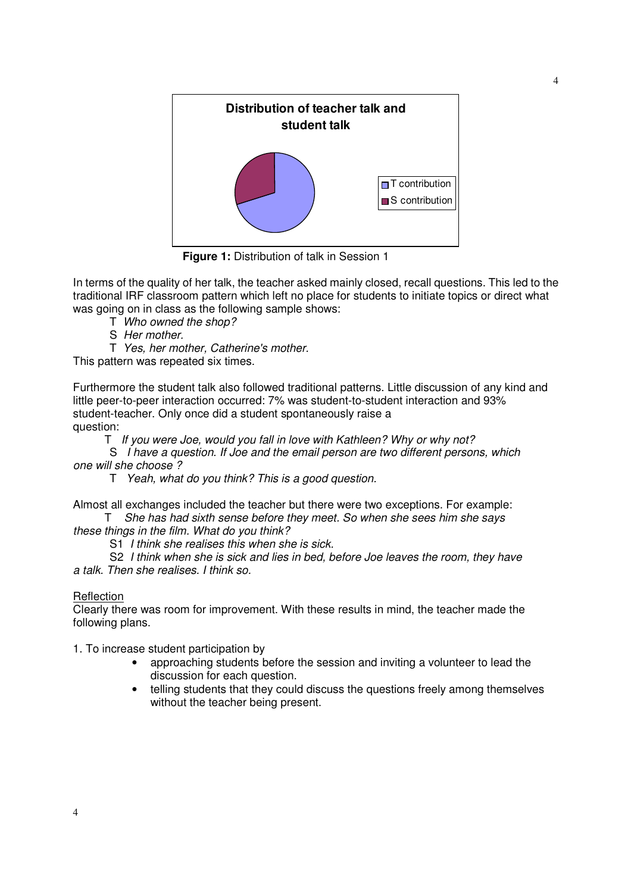**Figure 1:** Distribution of talk in Session 1

In terms of the quality of her talk, the teacher asked mainly closed, recall questions. This led to the traditional IRF classroom pattern which left no place for students to initiate topics or direct what was going on in class as the following sample shows:

T *Who owned the shop?*
S *Her mother.*
T *Yes, her mother, Catherine's mother.*

This pattern was repeated six times.

Furthermore the student talk also followed traditional patterns. Little discussion of any kind and little peer-to-peer interaction occurred: 7% was student-to-student interaction and 93% student-teacher. Only once did a student spontaneously raise a question:

T *If you were Joe, would you fall in love with Kathleen? Why or why not?*
S *I have a question. If Joe and the email person are two different persons, which one will she choose ?*
T *Yeah, what do you think? This is a good question.*

Almost all exchanges included the teacher but there were two exceptions. For example:

T *She has had sixth sense before they meet. So when she sees him she says these things in the film. What do you think?*
S1 *I think she realises this when she is sick.*
S2 *I think when she is sick and lies in bed, before Joe leaves the room, they have a talk. Then she realises. I think so.*

Reflection

Clearly there was room for improvement. With these results in mind, the teacher made the following plans.

1. To increase student participation by
    - approaching students before the session and inviting a volunteer to lead the discussion for each question.
    - telling students that they could discuss the questions freely among themselves without the teacher being present.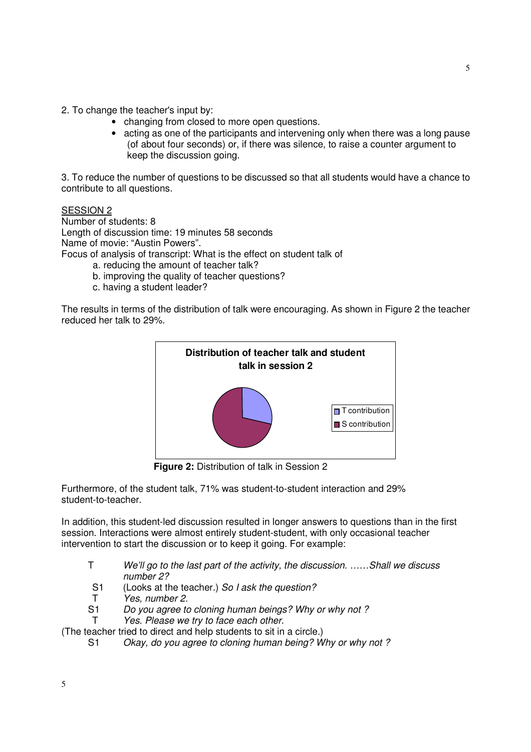2. To change the teacher's input by:

- changing from closed to more open questions.
- acting as one of the participants and intervening only when there was a long pause (of about four seconds) or, if there was silence, to raise a counter argument to keep the discussion going.

3. To reduce the number of questions to be discussed so that all students would have a chance to contribute to all questions.

SESSION 2

Number of students: 8
Length of discussion time: 19 minutes 58 seconds
Name of movie: "Austin Powers".
Focus of analysis of transcript: What is the effect on student talk of

a. reducing the amount of teacher talk?
b. improving the quality of teacher questions?
c. having a student leader?

The results in terms of the distribution of talk were encouraging. As shown in Figure 2 the teacher reduced her talk to 29%.

**Distribution of teacher talk and student talk in session 2**

T contribution
S contribution

**Figure 2:** Distribution of talk in Session 2

Furthermore, of the student talk, 71% was student-to-student interaction and 29% student-to-teacher.

In addition, this student-led discussion resulted in longer answers to questions than in the first session. Interactions were almost entirely student-student, with only occasional teacher intervention to start the discussion or to keep it going. For example:

T *We'll go to the last part of the activity, the discussion. ……Shall we discuss number 2?*
S1 (Looks at the teacher.) *So I ask the question?*
T *Yes, number 2.*
S1 *Do you agree to cloning human beings? Why or why not ?*
T *Yes. Please we try to face each other.*
(The teacher tried to direct and help students to sit in a circle.)
S1 *Okay, do you agree to cloning human being? Why or why not ?*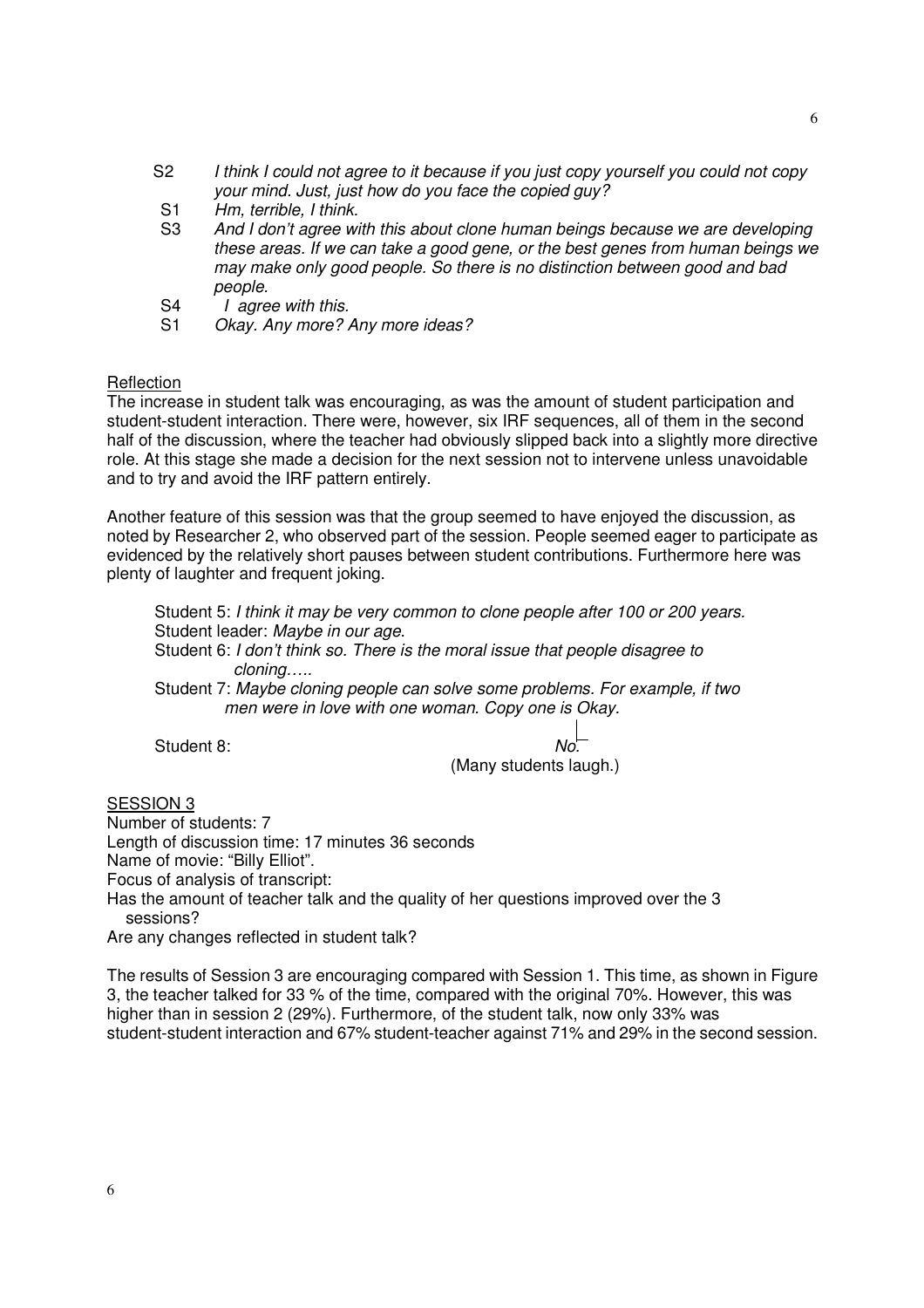S2 *I think I could not agree to it because if you just copy yourself you could not copy your mind. Just, just how do you face the copied guy?*
S1 *Hm, terrible, I think.*
S3 *And I don't agree with this about clone human beings because we are developing these areas. If we can take a good gene, or the best genes from human beings we may make only good people. So there is no distinction between good and bad people.*
S4 *I agree with this.*
S1 *Okay. Any more? Any more ideas?*

Reflection

The increase in student talk was encouraging, as was the amount of student participation and student-student interaction. There were, however, six IRF sequences, all of them in the second half of the discussion, where the teacher had obviously slipped back into a slightly more directive role. At this stage she made a decision for the next session not to intervene unless unavoidable and to try and avoid the IRF pattern entirely.

Another feature of this session was that the group seemed to have enjoyed the discussion, as noted by Researcher 2, who observed part of the session. People seemed eager to participate as evidenced by the relatively short pauses between student contributions. Furthermore here was plenty of laughter and frequent joking.

Student 5: *I think it may be very common to clone people after 100 or 200 years.*
Student leader: *Maybe in our age.*
Student 6: *I don't think so. There is the moral issue that people disagree to cloning…..*
Student 7: *Maybe cloning people can solve some problems. For example, if two men were in love with one woman. Copy one is Okay.*
Student 8: *No.*
(Many students laugh.)

SESSION 3

Number of students: 7
Length of discussion time: 17 minutes 36 seconds
Name of movie: "Billy Elliot".
Focus of analysis of transcript:
Has the amount of teacher talk and the quality of her questions improved over the 3 sessions?
Are any changes reflected in student talk?

The results of Session 3 are encouraging compared with Session 1. This time, as shown in Figure 3, the teacher talked for 33 % of the time, compared with the original 70%. However, this was higher than in session 2 (29%). Furthermore, of the student talk, now only 33% was student-student interaction and 67% student-teacher against 71% and 29% in the second session.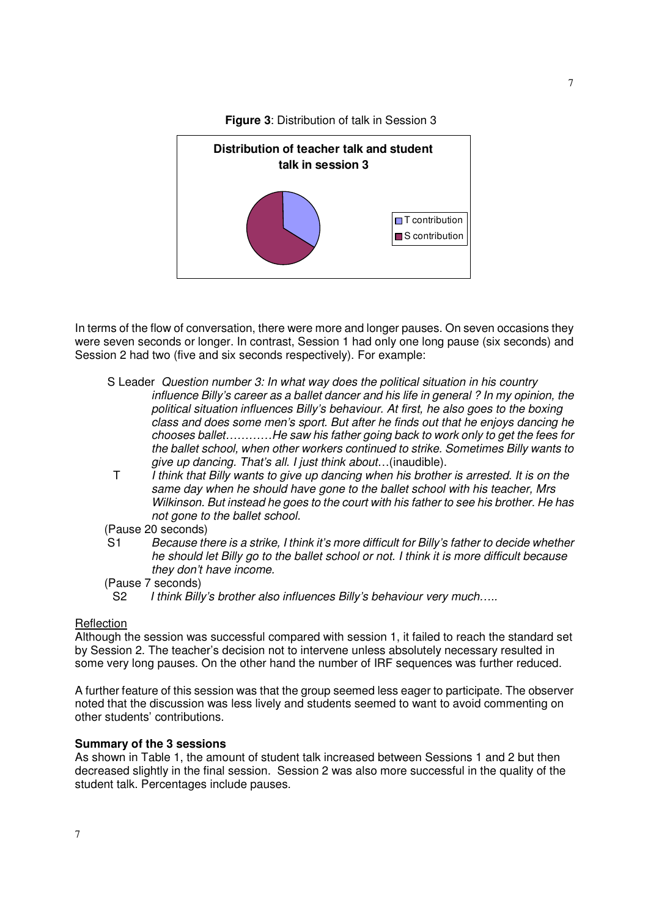**Figure 3**: Distribution of talk in Session 3

In terms of the flow of conversation, there were more and longer pauses. On seven occasions they were seven seconds or longer. In contrast, Session 1 had only one long pause (six seconds) and Session 2 had two (five and six seconds respectively). For example:

S Leader *Question number 3: In what way does the political situation in his country influence Billy's career as a ballet dancer and his life in general ? In my opinion, the political situation influences Billy's behaviour. At first, he also goes to the boxing class and does some men's sport. But after he finds out that he enjoys dancing he chooses ballet…………He saw his father going back to work only to get the fees for the ballet school, when other workers continued to strike. Sometimes Billy wants to give up dancing. That's all. I just think about*…(inaudible).

T *I think that Billy wants to give up dancing when his brother is arrested. It is on the same day when he should have gone to the ballet school with his teacher, Mrs Wilkinson. But instead he goes to the court with his father to see his brother. He has not gone to the ballet school.*

(Pause 20 seconds)

S1 *Because there is a strike, I think it's more difficult for Billy's father to decide whether he should let Billy go to the ballet school or not. I think it is more difficult because they don't have income.*

(Pause 7 seconds)

S2 *I think Billy's brother also influences Billy's behaviour very much…..*

Reflection

Although the session was successful compared with session 1, it failed to reach the standard set by Session 2. The teacher's decision not to intervene unless absolutely necessary resulted in some very long pauses. On the other hand the number of IRF sequences was further reduced.

A further feature of this session was that the group seemed less eager to participate. The observer noted that the discussion was less lively and students seemed to want to avoid commenting on other students' contributions.

**Summary of the 3 sessions**

As shown in Table 1, the amount of student talk increased between Sessions 1 and 2 but then decreased slightly in the final session. Session 2 was also more successful in the quality of the student talk. Percentages include pauses.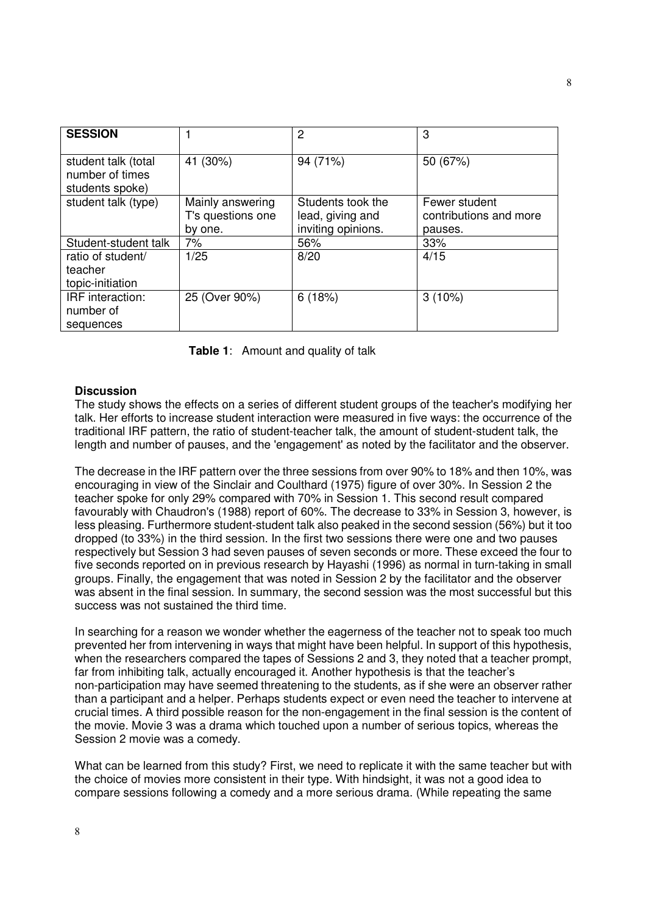| SESSION | 1 | 2 | 3 |
|---|---|---|---|
| student talk (total number of times students spoke) | 41 (30%) | 94 (71%) | 50 (67%) |
| student talk (type) | Mainly answering T's questions one by one. | Students took the lead, giving and inviting opinions. | Fewer student contributions and more pauses. |
| Student-student talk | 7% | 56% | 33% |
| ratio of student/ teacher topic-initiation | 1/25 | 8/20 | 4/15 |
| IRF interaction: number of sequences | 25 (Over 90%) | 6 (18%) | 3 (10%) |

**Table 1**: Amount and quality of talk

**Discussion**

The study shows the effects on a series of different student groups of the teacher's modifying her talk. Her efforts to increase student interaction were measured in five ways: the occurrence of the traditional IRF pattern, the ratio of student-teacher talk, the amount of student-student talk, the length and number of pauses, and the 'engagement' as noted by the facilitator and the observer.

The decrease in the IRF pattern over the three sessions from over 90% to 18% and then 10%, was encouraging in view of the Sinclair and Coulthard (1975) figure of over 30%. In Session 2 the teacher spoke for only 29% compared with 70% in Session 1. This second result compared favourably with Chaudron's (1988) report of 60%. The decrease to 33% in Session 3, however, is less pleasing. Furthermore student-student talk also peaked in the second session (56%) but it too dropped (to 33%) in the third session. In the first two sessions there were one and two pauses respectively but Session 3 had seven pauses of seven seconds or more. These exceed the four to five seconds reported on in previous research by Hayashi (1996) as normal in turn-taking in small groups. Finally, the engagement that was noted in Session 2 by the facilitator and the observer was absent in the final session. In summary, the second session was the most successful but this success was not sustained the third time.

In searching for a reason we wonder whether the eagerness of the teacher not to speak too much prevented her from intervening in ways that might have been helpful. In support of this hypothesis, when the researchers compared the tapes of Sessions 2 and 3, they noted that a teacher prompt, far from inhibiting talk, actually encouraged it. Another hypothesis is that the teacher's non-participation may have seemed threatening to the students, as if she were an observer rather than a participant and a helper. Perhaps students expect or even need the teacher to intervene at crucial times. A third possible reason for the non-engagement in the final session is the content of the movie. Movie 3 was a drama which touched upon a number of serious topics, whereas the Session 2 movie was a comedy.

What can be learned from this study? First, we need to replicate it with the same teacher but with the choice of movies more consistent in their type. With hindsight, it was not a good idea to compare sessions following a comedy and a more serious drama. (While repeating the same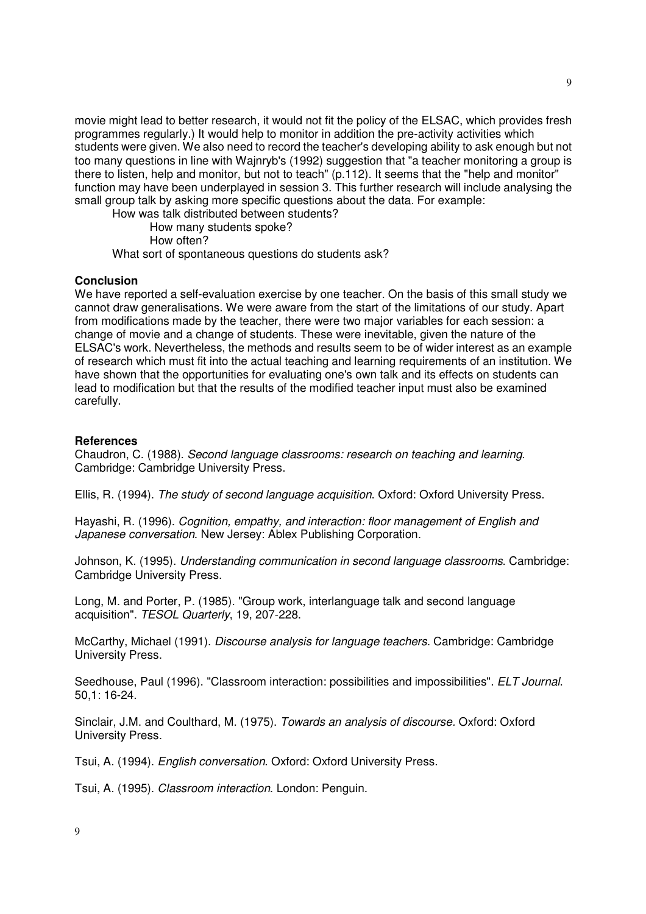movie might lead to better research, it would not fit the policy of the ELSAC, which provides fresh programmes regularly.) It would help to monitor in addition the pre-activity activities which students were given. We also need to record the teacher's developing ability to ask enough but not too many questions in line with Wajnryb's (1992) suggestion that "a teacher monitoring a group is there to listen, help and monitor, but not to teach" (p.112). It seems that the "help and monitor" function may have been underplayed in session 3. This further research will include analysing the small group talk by asking more specific questions about the data. For example:

- How was talk distributed between students?
  - How many students spoke?
  - How often?
- What sort of spontaneous questions do students ask?

**Conclusion**

We have reported a self-evaluation exercise by one teacher. On the basis of this small study we cannot draw generalisations. We were aware from the start of the limitations of our study. Apart from modifications made by the teacher, there were two major variables for each session: a change of movie and a change of students. These were inevitable, given the nature of the ELSAC's work. Nevertheless, the methods and results seem to be of wider interest as an example of research which must fit into the actual teaching and learning requirements of an institution. We have shown that the opportunities for evaluating one's own talk and its effects on students can lead to modification but that the results of the modified teacher input must also be examined carefully.

**References**

Chaudron, C. (1988). *Second language classrooms: research on teaching and learning*. Cambridge: Cambridge University Press.

Ellis, R. (1994). *The study of second language acquisition*. Oxford: Oxford University Press.

Hayashi, R. (1996). *Cognition, empathy, and interaction: floor management of English and Japanese conversation*. New Jersey: Ablex Publishing Corporation.

Johnson, K. (1995). *Understanding communication in second language classrooms*. Cambridge: Cambridge University Press.

Long, M. and Porter, P. (1985). "Group work, interlanguage talk and second language acquisition". *TESOL Quarterly*, 19, 207-228.

McCarthy, Michael (1991). *Discourse analysis for language teachers*. Cambridge: Cambridge University Press.

Seedhouse, Paul (1996). "Classroom interaction: possibilities and impossibilities". *ELT Journal*. 50,1: 16-24.

Sinclair, J.M. and Coulthard, M. (1975). *Towards an analysis of discourse.* Oxford: Oxford University Press.

Tsui, A. (1994). *English conversation*. Oxford: Oxford University Press.

Tsui, A. (1995). *Classroom interaction*. London: Penguin.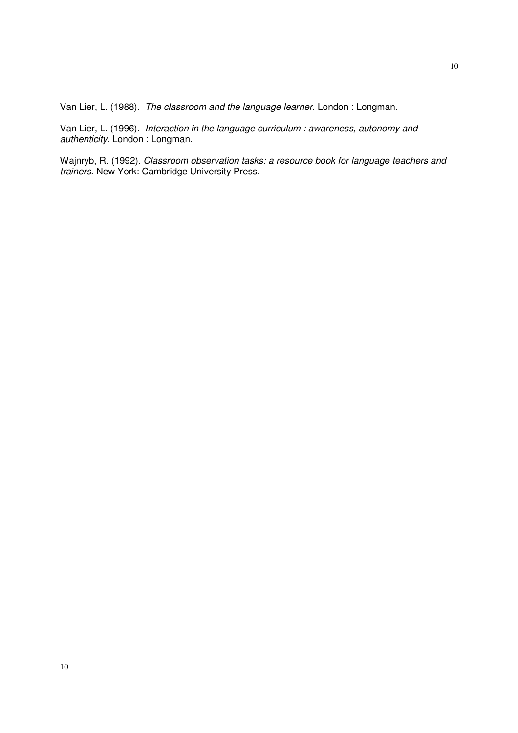Van Lier, L. (1988). *The classroom and the language learner*. London : Longman.

Van Lier, L. (1996). *Interaction in the language curriculum : awareness, autonomy and authenticity*. London : Longman.

Wajnryb, R. (1992). *Classroom observation tasks: a resource book for language teachers and trainers*. New York: Cambridge University Press.